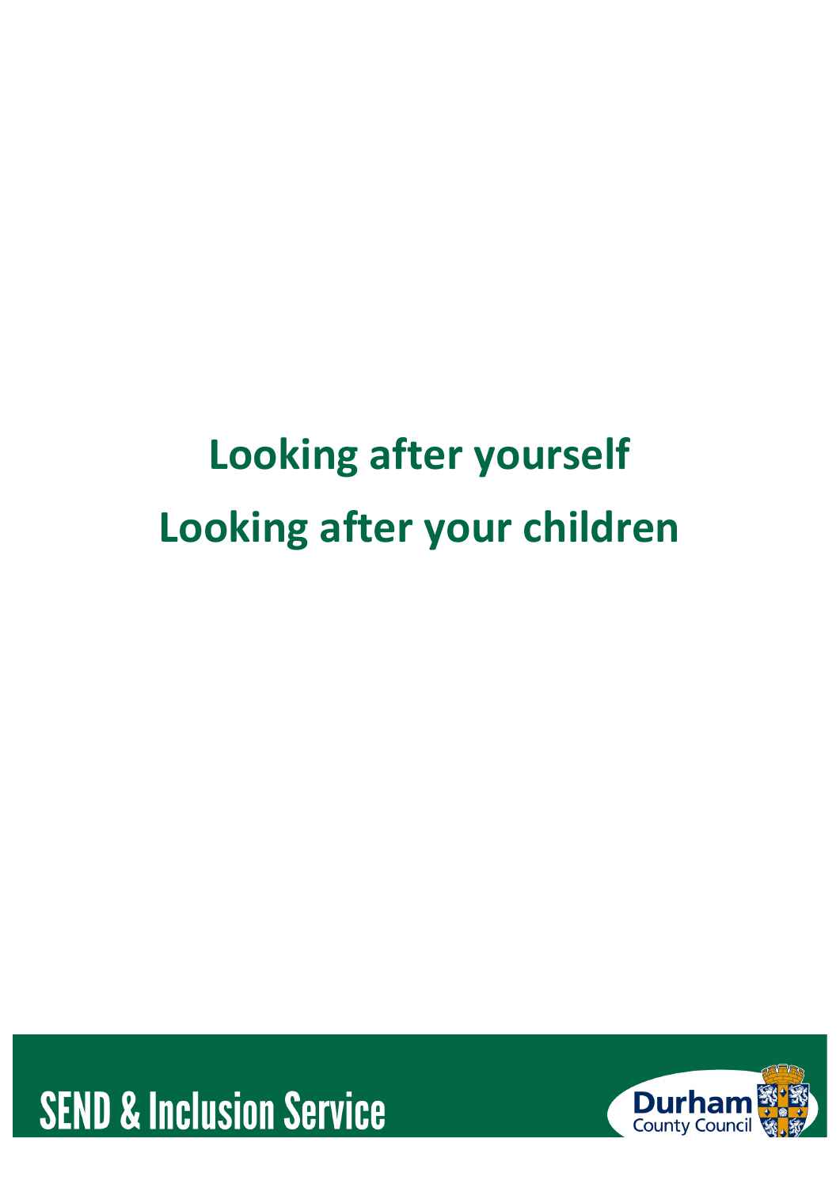# Looking after yourself

# Looking after your children

SEND & Inclusion Service

Durham County Council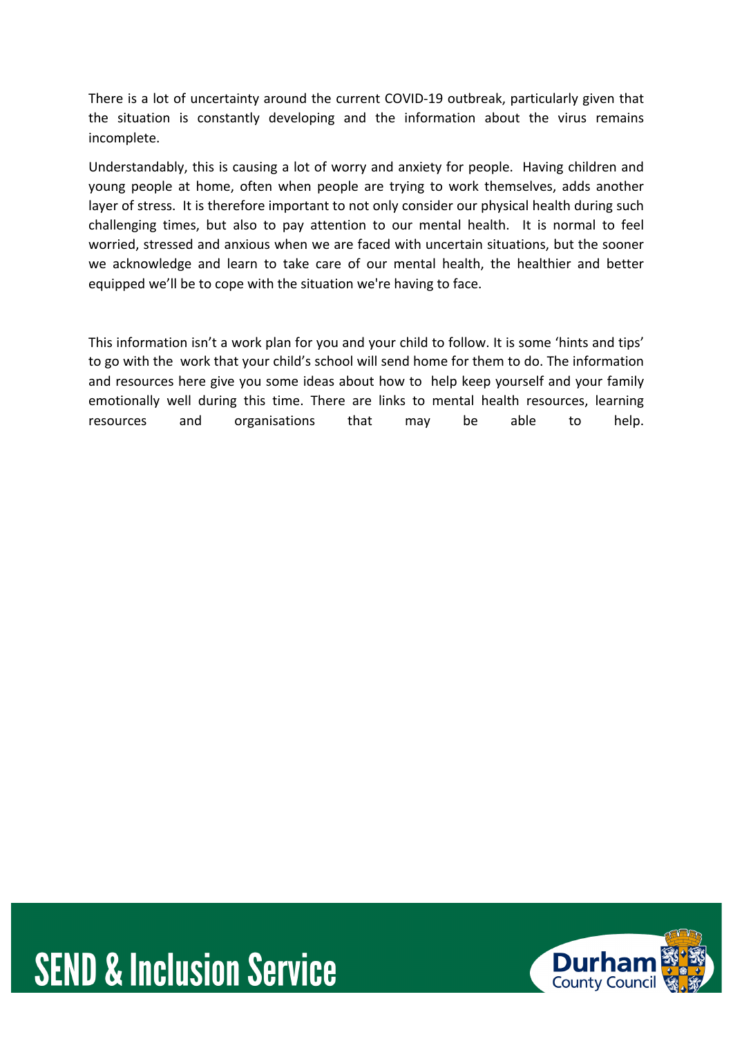There is a lot of uncertainty around the current COVID-19 outbreak, particularly given that the situation is constantly developing and the information about the virus remains incomplete.

Understandably, this is causing a lot of worry and anxiety for people. Having children and young people at home, often when people are trying to work themselves, adds another layer of stress. It is therefore important to not only consider our physical health during such challenging times, but also to pay attention to our mental health. It is normal to feel worried, stressed and anxious when we are faced with uncertain situations, but the sooner we acknowledge and learn to take care of our mental health, the healthier and better equipped we'll be to cope with the situation we're having to face.

This information isn't a work plan for you and your child to follow. It is some 'hints and tips' to go with the work that your child's school will send home for them to do. The information and resources here give you some ideas about how to help keep yourself and your family emotionally well during this time. There are links to mental health resources, learning resources and organisations that may be able to help.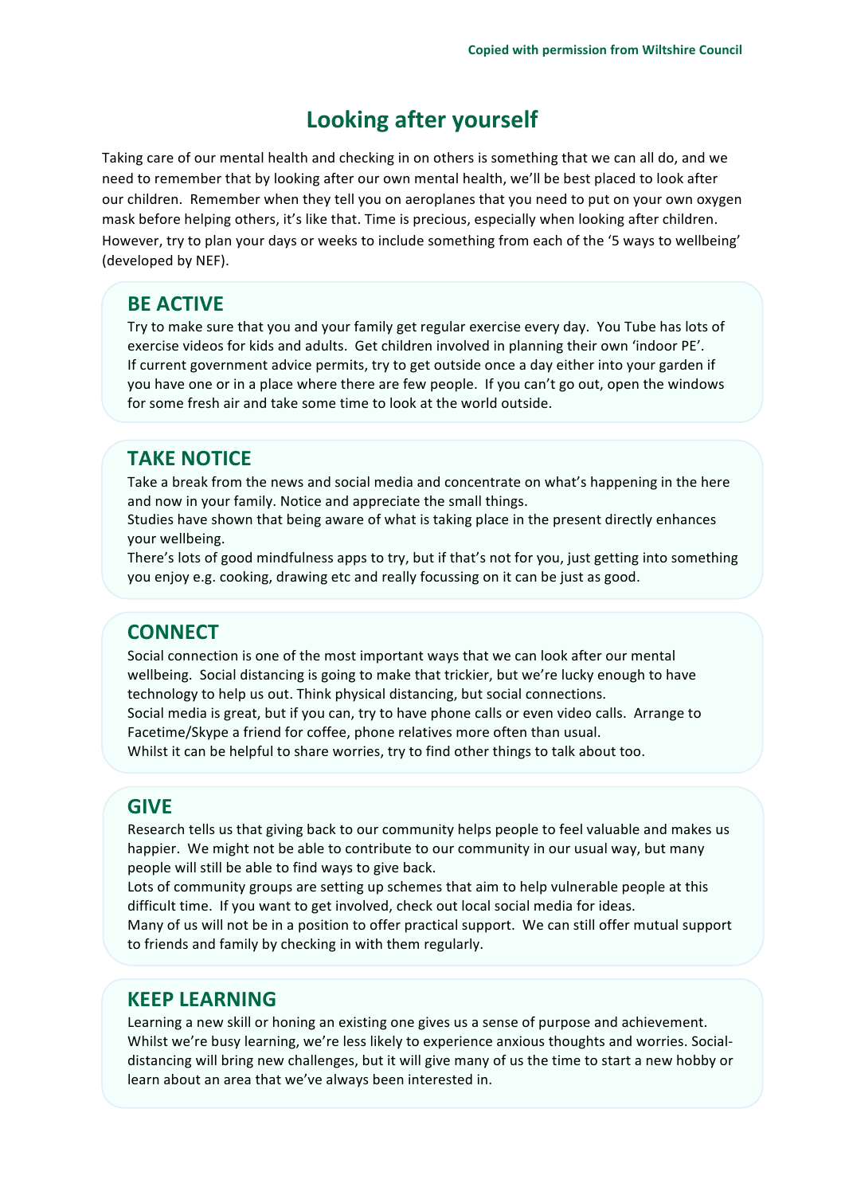# Looking after yourself

Taking care of our mental health and checking in on others is something that we can all do, and we need to remember that by looking after our own mental health, we'll be best placed to look after our children. Remember when they tell you on aeroplanes that you need to put on your own oxygen mask before helping others, it's like that. Time is precious, especially when looking after children. However, try to plan your days or weeks to include something from each of the '5 ways to wellbeing' (developed by NEF).

## BE ACTIVE

Try to make sure that you and your family get regular exercise every day. You Tube has lots of exercise videos for kids and adults. Get children involved in planning their own 'indoor PE'. If current government advice permits, try to get outside once a day either into your garden if you have one or in a place where there are few people. If you can't go out, open the windows for some fresh air and take some time to look at the world outside.

## TAKE NOTICE

Take a break from the news and social media and concentrate on what's happening in the here and now in your family. Notice and appreciate the small things.
Studies have shown that being aware of what is taking place in the present directly enhances your wellbeing.
There's lots of good mindfulness apps to try, but if that's not for you, just getting into something you enjoy e.g. cooking, drawing etc and really focussing on it can be just as good.

## CONNECT

Social connection is one of the most important ways that we can look after our mental wellbeing. Social distancing is going to make that trickier, but we're lucky enough to have technology to help us out. Think physical distancing, but social connections.
Social media is great, but if you can, try to have phone calls or even video calls. Arrange to Facetime/Skype a friend for coffee, phone relatives more often than usual.
Whilst it can be helpful to share worries, try to find other things to talk about too.

## GIVE

Research tells us that giving back to our community helps people to feel valuable and makes us happier. We might not be able to contribute to our community in our usual way, but many people will still be able to find ways to give back.
Lots of community groups are setting up schemes that aim to help vulnerable people at this difficult time. If you want to get involved, check out local social media for ideas.
Many of us will not be in a position to offer practical support. We can still offer mutual support to friends and family by checking in with them regularly.

## KEEP LEARNING

Learning a new skill or honing an existing one gives us a sense of purpose and achievement. Whilst we're busy learning, we're less likely to experience anxious thoughts and worries. Social-distancing will bring new challenges, but it will give many of us the time to start a new hobby or learn about an area that we've always been interested in.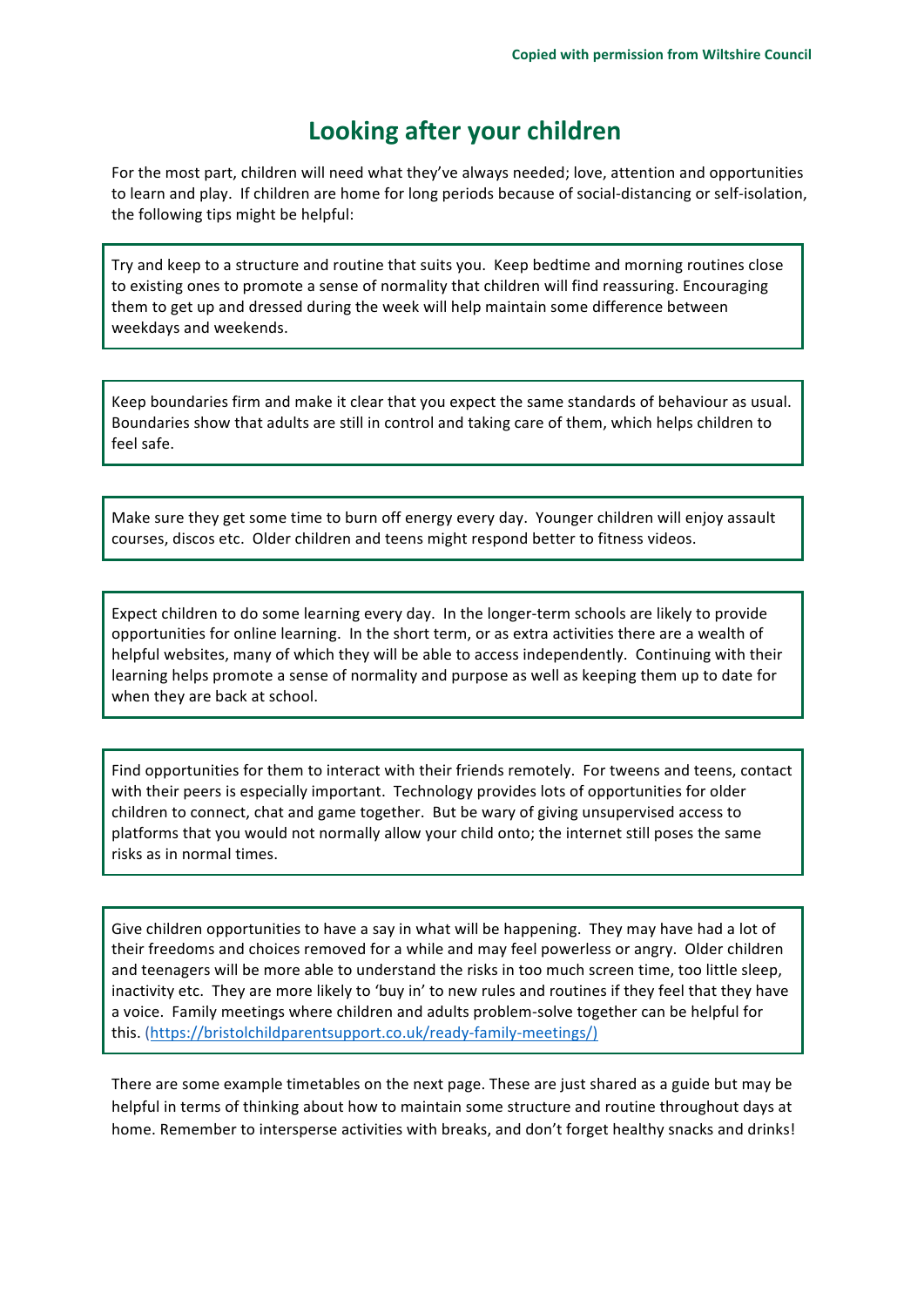Copied with permission from Wiltshire Council

# Looking after your children

For the most part, children will need what they've always needed; love, attention and opportunities to learn and play. If children are home for long periods because of social-distancing or self-isolation, the following tips might be helpful:

Try and keep to a structure and routine that suits you. Keep bedtime and morning routines close to existing ones to promote a sense of normality that children will find reassuring. Encouraging them to get up and dressed during the week will help maintain some difference between weekdays and weekends.

Keep boundaries firm and make it clear that you expect the same standards of behaviour as usual. Boundaries show that adults are still in control and taking care of them, which helps children to feel safe.

Make sure they get some time to burn off energy every day. Younger children will enjoy assault courses, discos etc. Older children and teens might respond better to fitness videos.

Expect children to do some learning every day. In the longer-term schools are likely to provide opportunities for online learning. In the short term, or as extra activities there are a wealth of helpful websites, many of which they will be able to access independently. Continuing with their learning helps promote a sense of normality and purpose as well as keeping them up to date for when they are back at school.

Find opportunities for them to interact with their friends remotely. For tweens and teens, contact with their peers is especially important. Technology provides lots of opportunities for older children to connect, chat and game together. But be wary of giving unsupervised access to platforms that you would not normally allow your child onto; the internet still poses the same risks as in normal times.

Give children opportunities to have a say in what will be happening. They may have had a lot of their freedoms and choices removed for a while and may feel powerless or angry. Older children and teenagers will be more able to understand the risks in too much screen time, too little sleep, inactivity etc. They are more likely to 'buy in' to new rules and routines if they feel that they have a voice. Family meetings where children and adults problem-solve together can be helpful for this. (https://bristolchildparentsupport.co.uk/ready-family-meetings/)

There are some example timetables on the next page. These are just shared as a guide but may be helpful in terms of thinking about how to maintain some structure and routine throughout days at home. Remember to intersperse activities with breaks, and don't forget healthy snacks and drinks!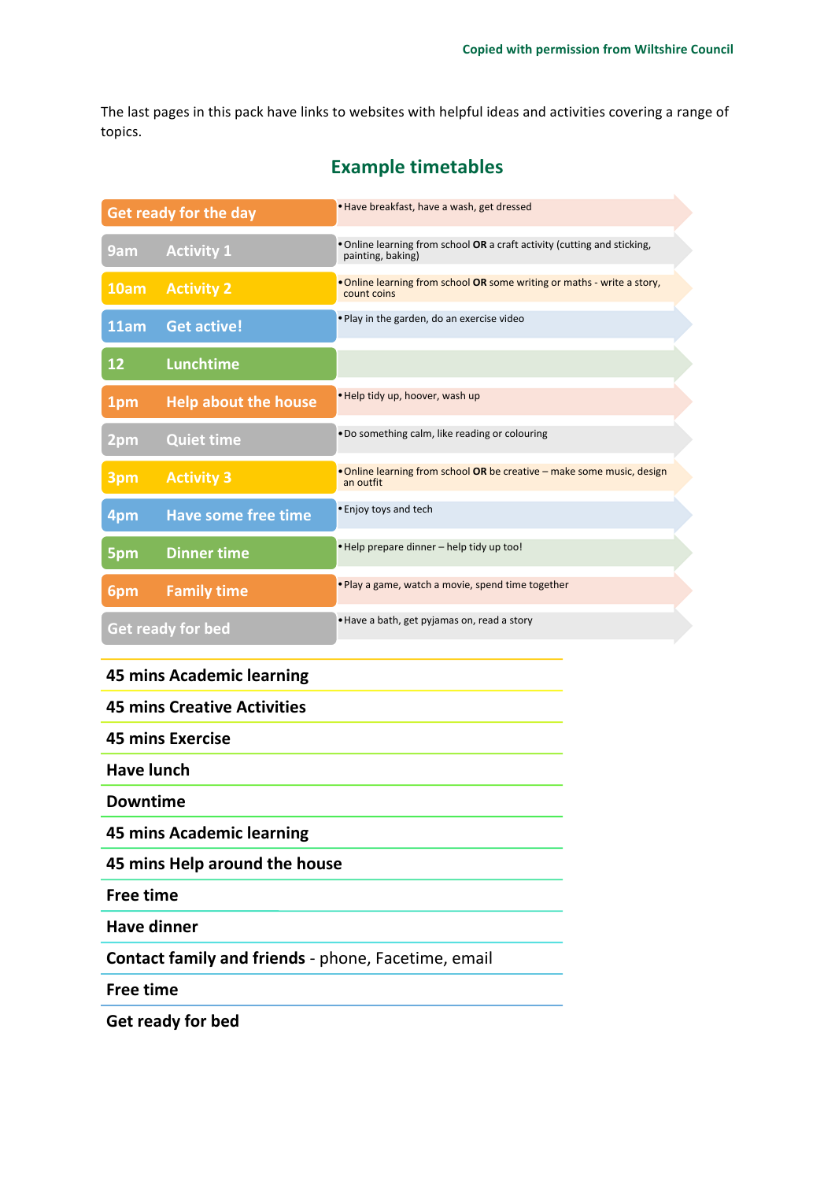The last pages in this pack have links to websites with helpful ideas and activities covering a range of topics.

## Example timetables

| Time / Activity | Details |
|---|---|
| **Get ready for the day** | • Have breakfast, have a wash, get dressed |
| **9am Activity 1** | • Online learning from school **OR** a craft activity (cutting and sticking, painting, baking) |
| **10am Activity 2** | • Online learning from school **OR** some writing or maths - write a story, count coins |
| **11am Get active!** | • Play in the garden, do an exercise video |
| **12 Lunchtime** | |
| **1pm Help about the house** | • Help tidy up, hoover, wash up |
| **2pm Quiet time** | • Do something calm, like reading or colouring |
| **3pm Activity 3** | • Online learning from school **OR** be creative – make some music, design an outfit |
| **4pm Have some free time** | • Enjoy toys and tech |
| **5pm Dinner time** | • Help prepare dinner – help tidy up too! |
| **6pm Family time** | • Play a game, watch a movie, spend time together |
| **Get ready for bed** | • Have a bath, get pyjamas on, read a story |

**45 mins Academic learning**

**45 mins Creative Activities**

**45 mins Exercise**

**Have lunch**

**Downtime**

**45 mins Academic learning**

**45 mins Help around the house**

**Free time**

**Have dinner**

**Contact family and friends** - phone, Facetime, email

**Free time**

**Get ready for bed**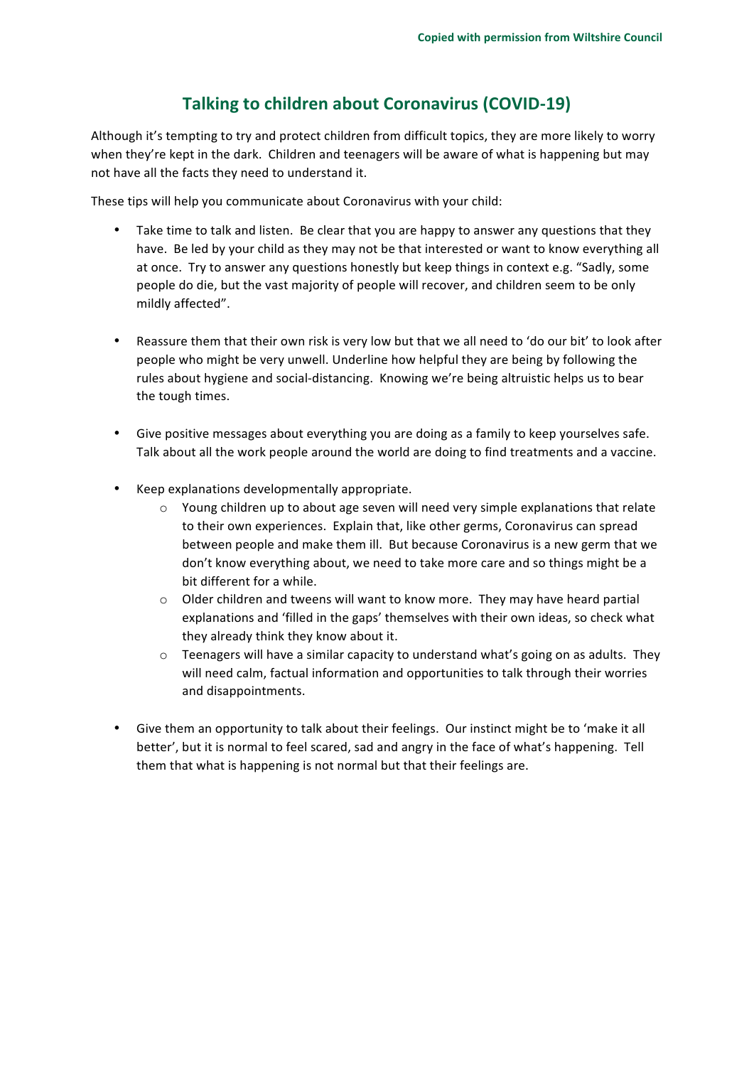Copied with permission from Wiltshire Council

## Talking to children about Coronavirus (COVID-19)

Although it's tempting to try and protect children from difficult topics, they are more likely to worry when they're kept in the dark. Children and teenagers will be aware of what is happening but may not have all the facts they need to understand it.

These tips will help you communicate about Coronavirus with your child:

- Take time to talk and listen. Be clear that you are happy to answer any questions that they have. Be led by your child as they may not be that interested or want to know everything all at once. Try to answer any questions honestly but keep things in context e.g. "Sadly, some people do die, but the vast majority of people will recover, and children seem to be only mildly affected".

- Reassure them that their own risk is very low but that we all need to 'do our bit' to look after people who might be very unwell. Underline how helpful they are being by following the rules about hygiene and social-distancing. Knowing we're being altruistic helps us to bear the tough times.

- Give positive messages about everything you are doing as a family to keep yourselves safe. Talk about all the work people around the world are doing to find treatments and a vaccine.

- Keep explanations developmentally appropriate.
    - Young children up to about age seven will need very simple explanations that relate to their own experiences. Explain that, like other germs, Coronavirus can spread between people and make them ill. But because Coronavirus is a new germ that we don't know everything about, we need to take more care and so things might be a bit different for a while.
    - Older children and tweens will want to know more. They may have heard partial explanations and 'filled in the gaps' themselves with their own ideas, so check what they already think they know about it.
    - Teenagers will have a similar capacity to understand what's going on as adults. They will need calm, factual information and opportunities to talk through their worries and disappointments.

- Give them an opportunity to talk about their feelings. Our instinct might be to 'make it all better', but it is normal to feel scared, sad and angry in the face of what's happening. Tell them that what is happening is not normal but that their feelings are.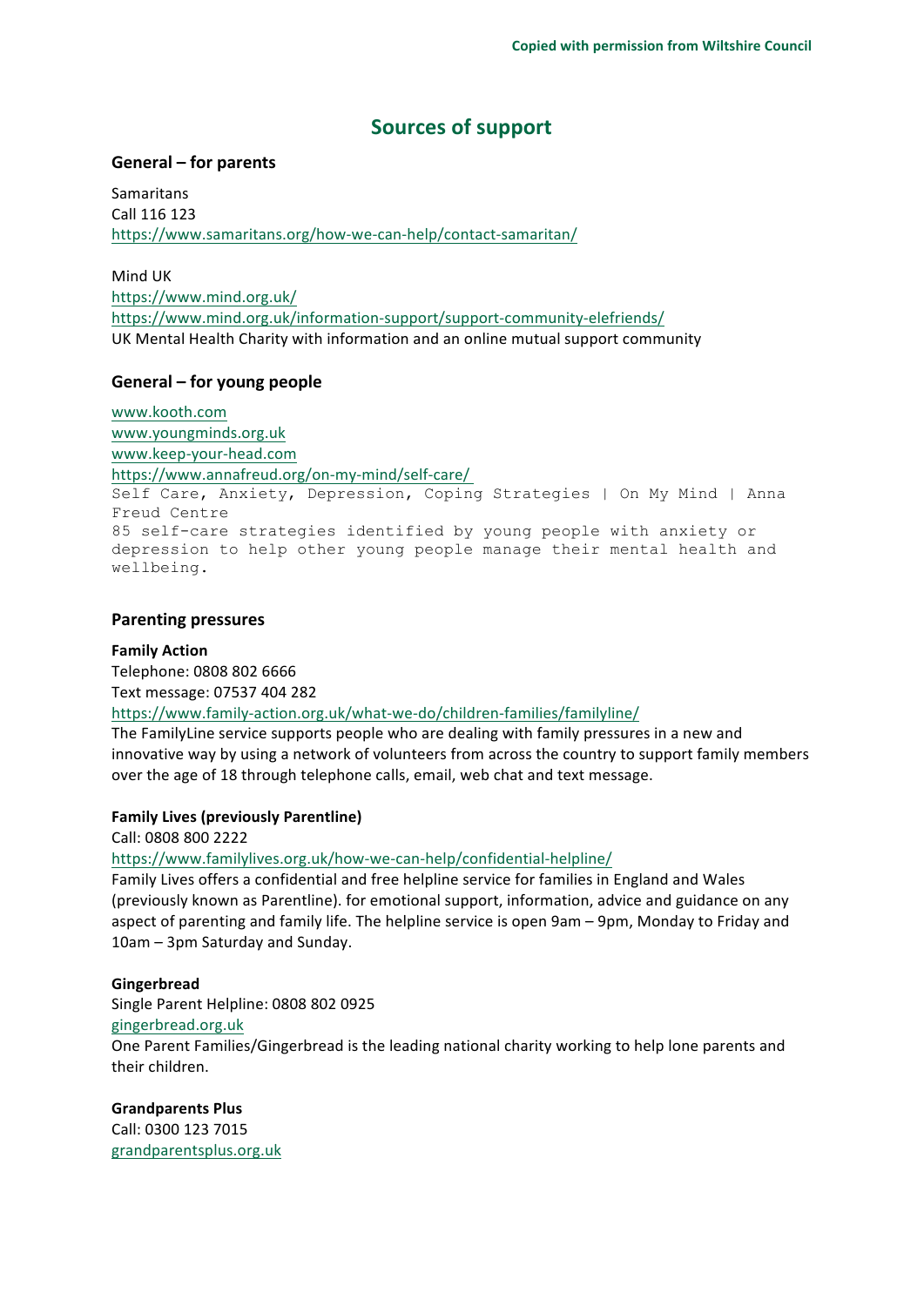Copied with permission from Wiltshire Council

# Sources of support

### General – for parents

Samaritans
Call 116 123
https://www.samaritans.org/how-we-can-help/contact-samaritan/

Mind UK
https://www.mind.org.uk/
https://www.mind.org.uk/information-support/support-community-elefriends/
UK Mental Health Charity with information and an online mutual support community

### General – for young people

www.kooth.com
www.youngminds.org.uk
www.keep-your-head.com
https://www.annafreud.org/on-my-mind/self-care/
Self Care, Anxiety, Depression, Coping Strategies | On My Mind | Anna Freud Centre
85 self-care strategies identified by young people with anxiety or depression to help other young people manage their mental health and wellbeing.

### Parenting pressures

**Family Action**
Telephone: 0808 802 6666
Text message: 07537 404 282
https://www.family-action.org.uk/what-we-do/children-families/familyline/
The FamilyLine service supports people who are dealing with family pressures in a new and innovative way by using a network of volunteers from across the country to support family members over the age of 18 through telephone calls, email, web chat and text message.

**Family Lives (previously Parentline)**
Call: 0808 800 2222
https://www.familylives.org.uk/how-we-can-help/confidential-helpline/
Family Lives offers a confidential and free helpline service for families in England and Wales (previously known as Parentline). for emotional support, information, advice and guidance on any aspect of parenting and family life. The helpline service is open 9am – 9pm, Monday to Friday and 10am – 3pm Saturday and Sunday.

**Gingerbread**
Single Parent Helpline: 0808 802 0925
gingerbread.org.uk
One Parent Families/Gingerbread is the leading national charity working to help lone parents and their children.

**Grandparents Plus**
Call: 0300 123 7015
grandparentsplus.org.uk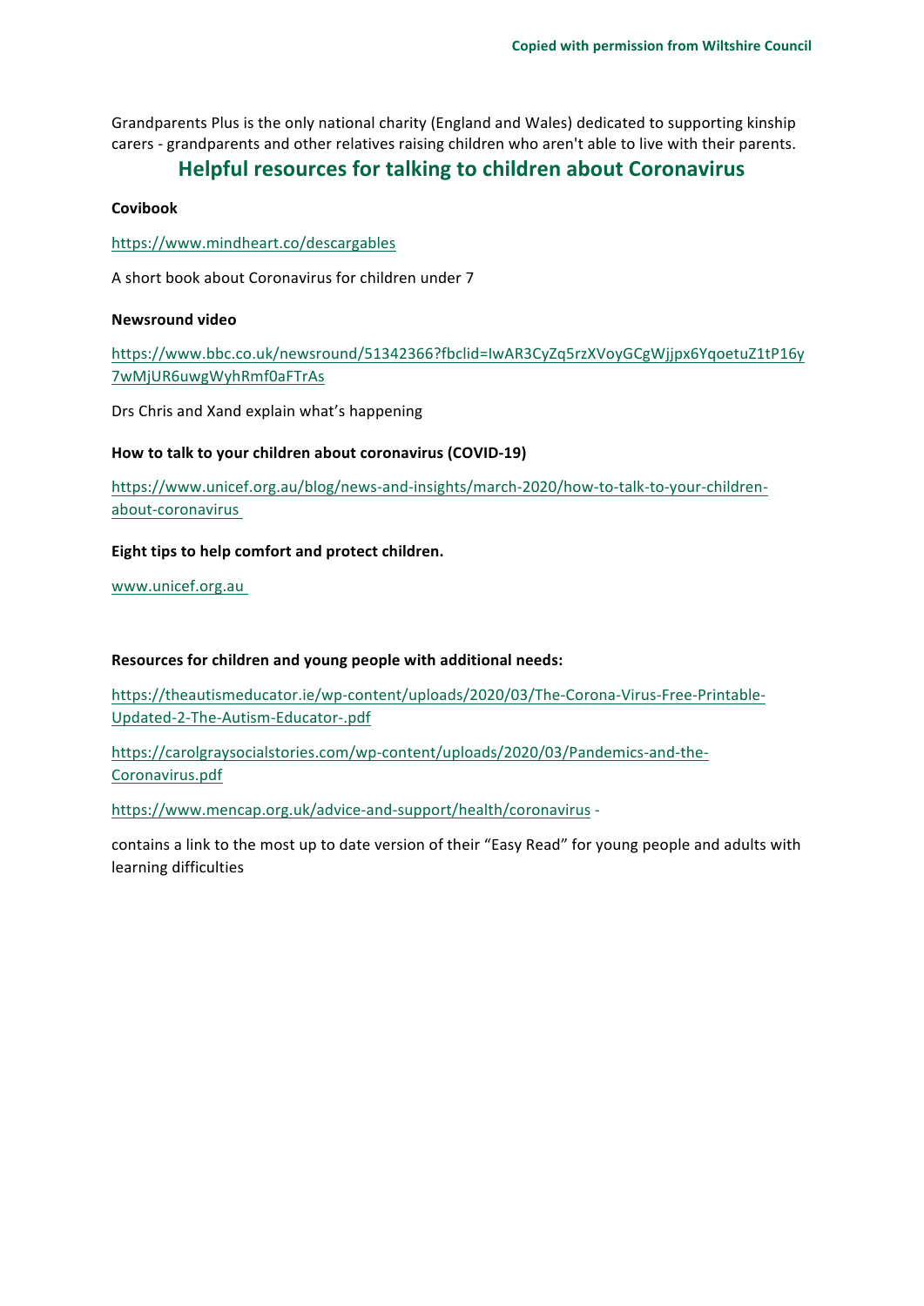Grandparents Plus is the only national charity (England and Wales) dedicated to supporting kinship carers - grandparents and other relatives raising children who aren't able to live with their parents.

## Helpful resources for talking to children about Coronavirus

**Covibook**

https://www.mindheart.co/descargables

A short book about Coronavirus for children under 7

**Newsround video**

https://www.bbc.co.uk/newsround/51342366?fbclid=IwAR3CyZq5rzXVoyGCgWjjpx6YqoetuZ1tP16y7wMjUR6uwgWyhRmf0aFTrAs

Drs Chris and Xand explain what's happening

**How to talk to your children about coronavirus (COVID-19)**

https://www.unicef.org.au/blog/news-and-insights/march-2020/how-to-talk-to-your-children-about-coronavirus

**Eight tips to help comfort and protect children.**

www.unicef.org.au

**Resources for children and young people with additional needs:**

https://theautismeducator.ie/wp-content/uploads/2020/03/The-Corona-Virus-Free-Printable-Updated-2-The-Autism-Educator-.pdf

https://carolgraysocialstories.com/wp-content/uploads/2020/03/Pandemics-and-the-Coronavirus.pdf

https://www.mencap.org.uk/advice-and-support/health/coronavirus -

contains a link to the most up to date version of their "Easy Read" for young people and adults with learning difficulties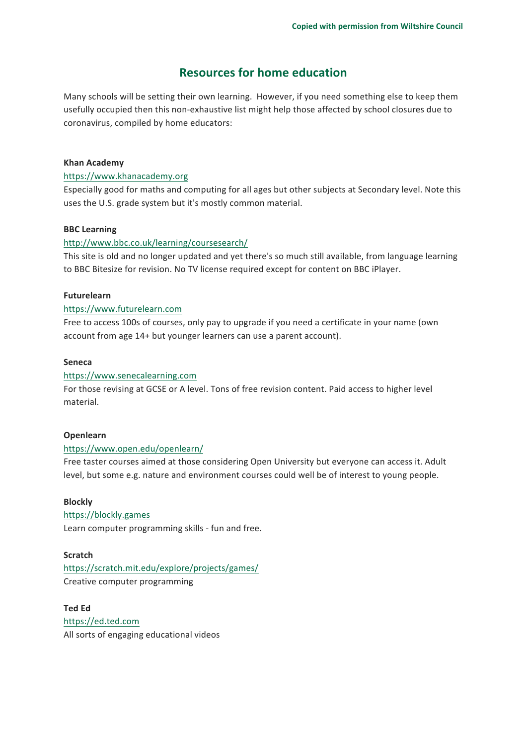Copied with permission from Wiltshire Council

# Resources for home education

Many schools will be setting their own learning. However, if you need something else to keep them usefully occupied then this non-exhaustive list might help those affected by school closures due to coronavirus, compiled by home educators:

**Khan Academy**
https://www.khanacademy.org
Especially good for maths and computing for all ages but other subjects at Secondary level. Note this uses the U.S. grade system but it's mostly common material.

**BBC Learning**
http://www.bbc.co.uk/learning/coursesearch/
This site is old and no longer updated and yet there's so much still available, from language learning to BBC Bitesize for revision. No TV license required except for content on BBC iPlayer.

**Futurelearn**
https://www.futurelearn.com
Free to access 100s of courses, only pay to upgrade if you need a certificate in your name (own account from age 14+ but younger learners can use a parent account).

**Seneca**
https://www.senecalearning.com
For those revising at GCSE or A level. Tons of free revision content. Paid access to higher level material.

**Openlearn**
https://www.open.edu/openlearn/
Free taster courses aimed at those considering Open University but everyone can access it. Adult level, but some e.g. nature and environment courses could well be of interest to young people.

**Blockly**
https://blockly.games
Learn computer programming skills - fun and free.

**Scratch**
https://scratch.mit.edu/explore/projects/games/
Creative computer programming

**Ted Ed**
https://ed.ted.com
All sorts of engaging educational videos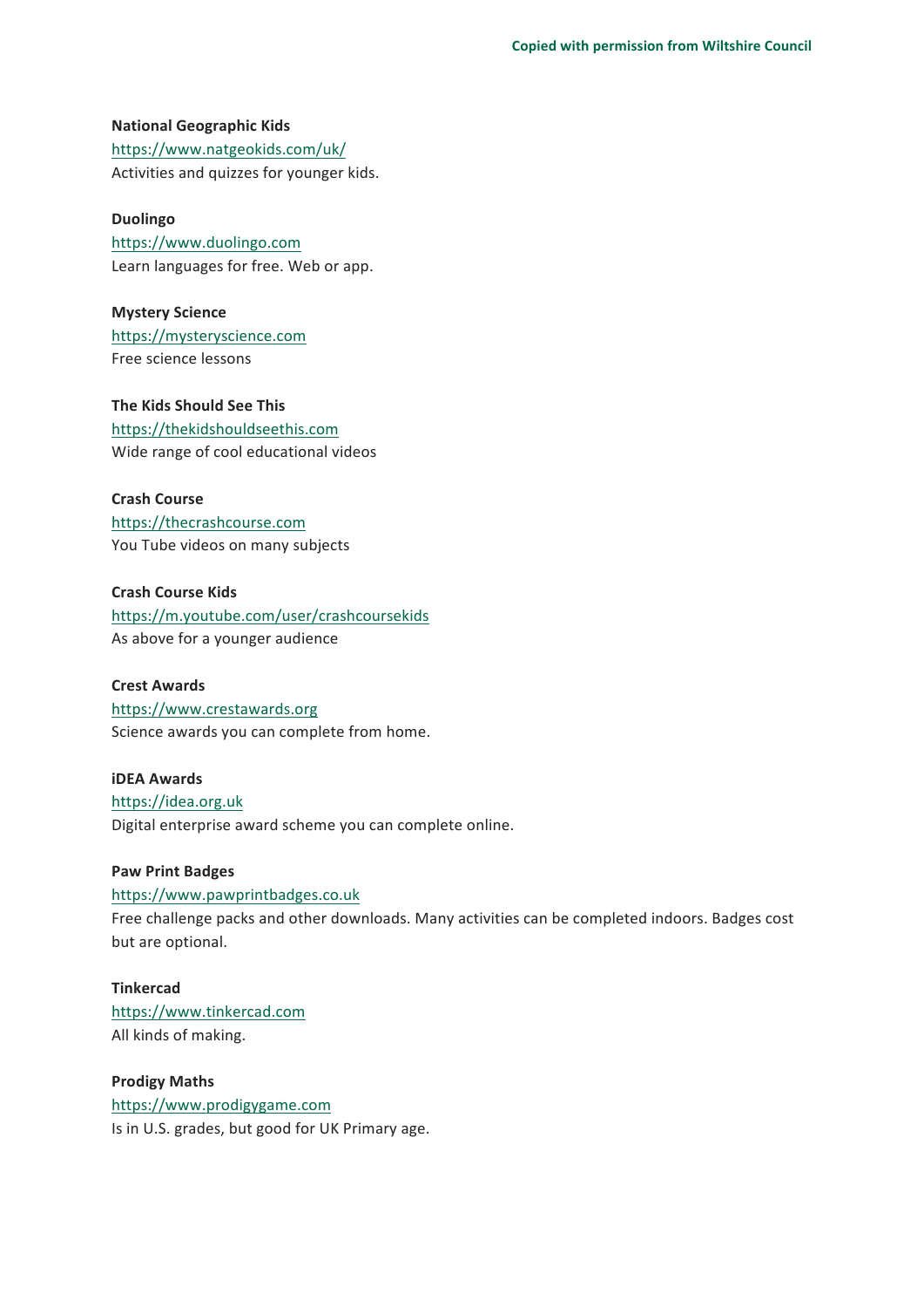**National Geographic Kids**
https://www.natgeokids.com/uk/
Activities and quizzes for younger kids.

**Duolingo**
https://www.duolingo.com
Learn languages for free. Web or app.

**Mystery Science**
https://mysteryscience.com
Free science lessons

**The Kids Should See This**
https://thekidshouldseethis.com
Wide range of cool educational videos

**Crash Course**
https://thecrashcourse.com
You Tube videos on many subjects

**Crash Course Kids**
https://m.youtube.com/user/crashcoursekids
As above for a younger audience

**Crest Awards**
https://www.crestawards.org
Science awards you can complete from home.

**iDEA Awards**
https://idea.org.uk
Digital enterprise award scheme you can complete online.

**Paw Print Badges**
https://www.pawprintbadges.co.uk
Free challenge packs and other downloads. Many activities can be completed indoors. Badges cost but are optional.

**Tinkercad**
https://www.tinkercad.com
All kinds of making.

**Prodigy Maths**
https://www.prodigygame.com
Is in U.S. grades, but good for UK Primary age.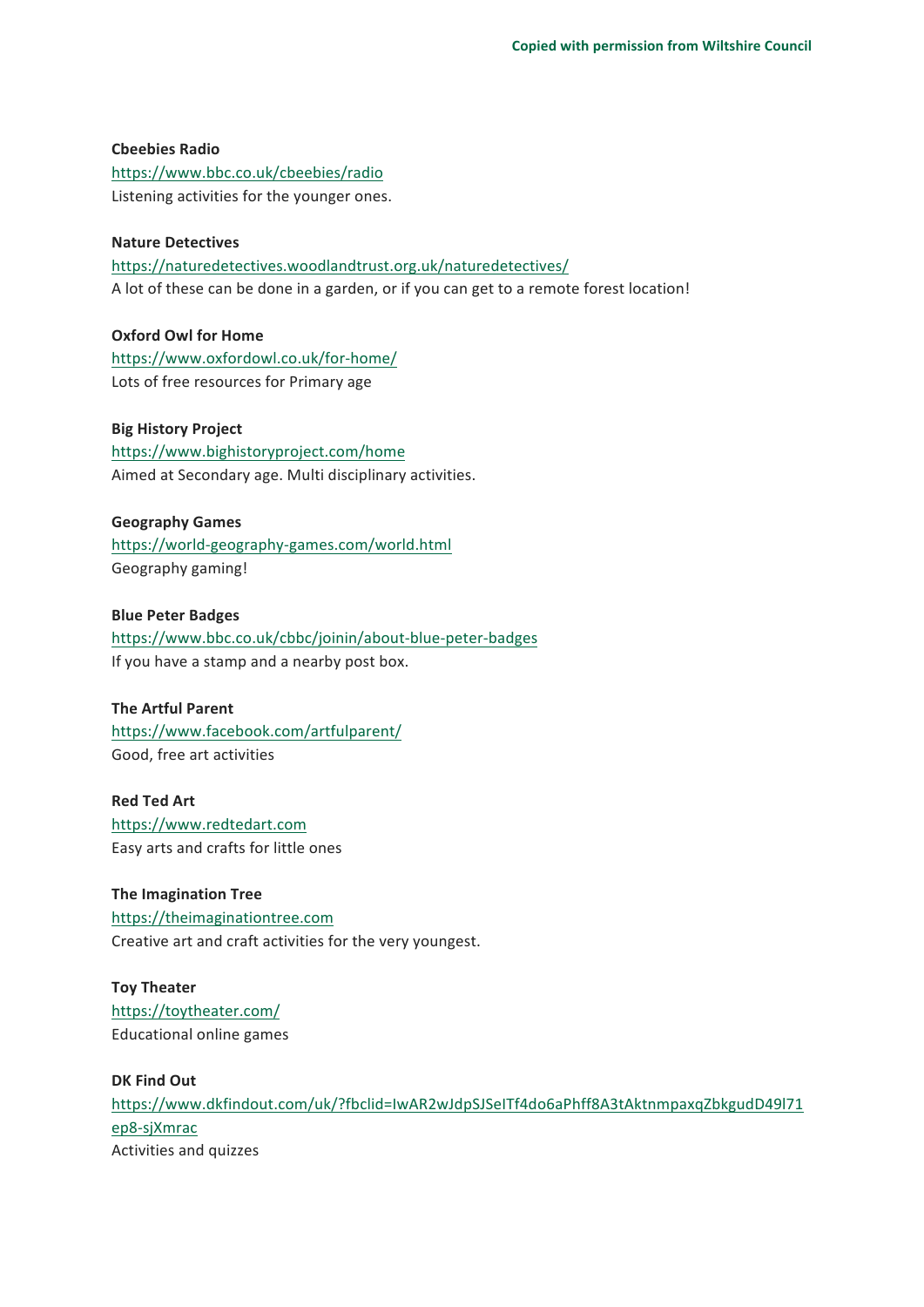**Cbeebies Radio**
https://www.bbc.co.uk/cbeebies/radio
Listening activities for the younger ones.

**Nature Detectives**
https://naturedetectives.woodlandtrust.org.uk/naturedetectives/
A lot of these can be done in a garden, or if you can get to a remote forest location!

**Oxford Owl for Home**
https://www.oxfordowl.co.uk/for-home/
Lots of free resources for Primary age

**Big History Project**
https://www.bighistoryproject.com/home
Aimed at Secondary age. Multi disciplinary activities.

**Geography Games**
https://world-geography-games.com/world.html
Geography gaming!

**Blue Peter Badges**
https://www.bbc.co.uk/cbbc/joinin/about-blue-peter-badges
If you have a stamp and a nearby post box.

**The Artful Parent**
https://www.facebook.com/artfulparent/
Good, free art activities

**Red Ted Art**
https://www.redtedart.com
Easy arts and crafts for little ones

**The Imagination Tree**
https://theimaginationtree.com
Creative art and craft activities for the very youngest.

**Toy Theater**
https://toytheater.com/
Educational online games

**DK Find Out**
https://www.dkfindout.com/uk/?fbclid=IwAR2wJdpSJSeITf4do6aPhff8A3tAktnmpaxqZbkgudD49l71ep8-sjXmrac
Activities and quizzes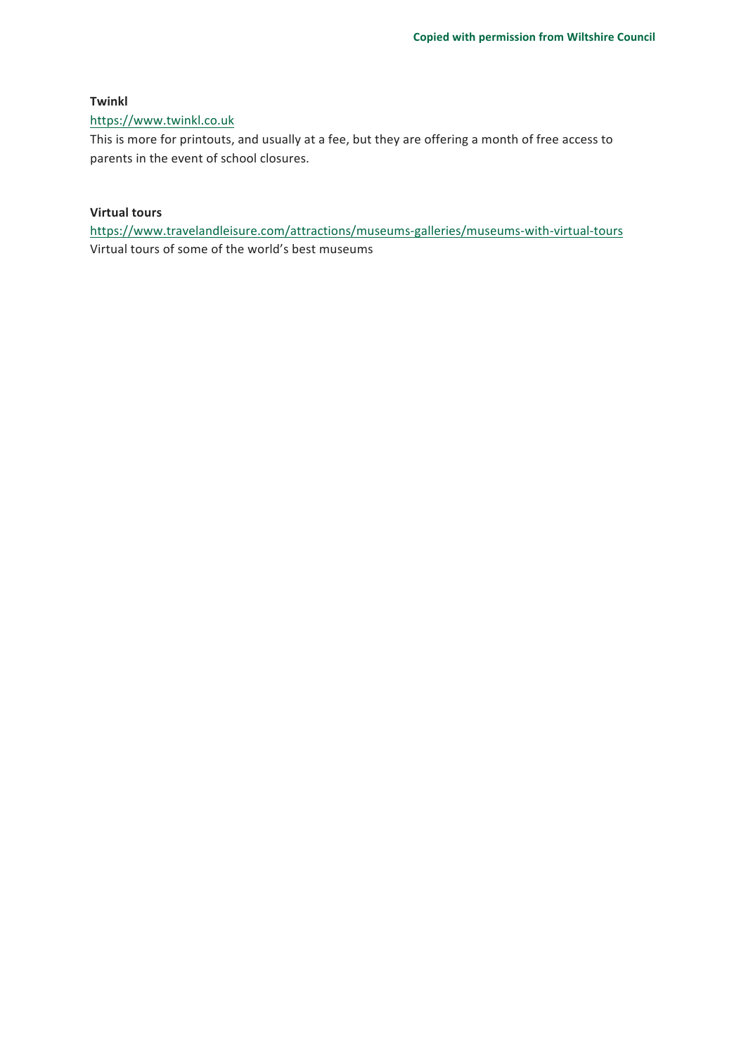**Twinkl**

https://www.twinkl.co.uk

This is more for printouts, and usually at a fee, but they are offering a month of free access to parents in the event of school closures.

**Virtual tours**

https://www.travelandleisure.com/attractions/museums-galleries/museums-with-virtual-tours

Virtual tours of some of the world's best museums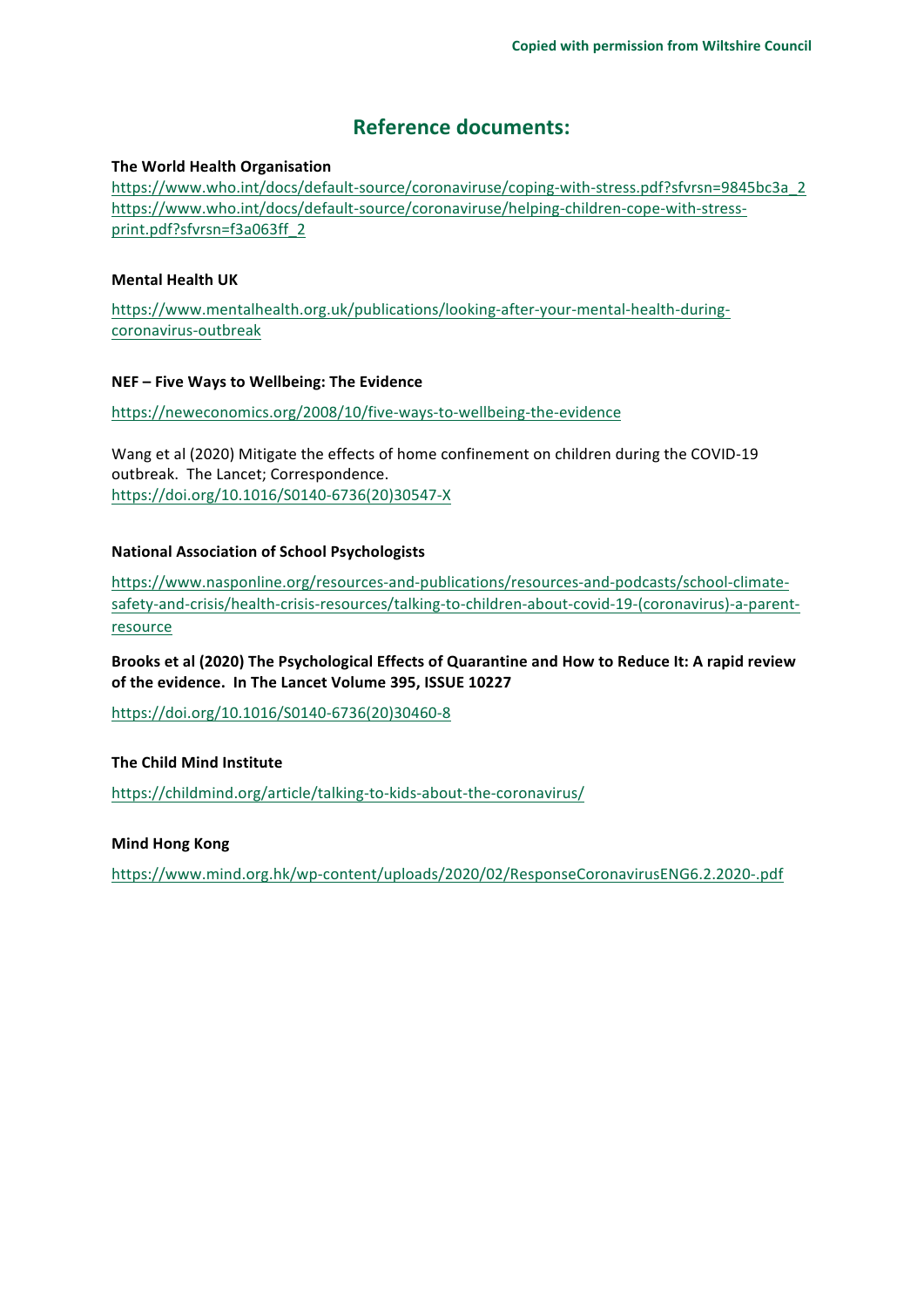## Reference documents:

**The World Health Organisation**

https://www.who.int/docs/default-source/coronaviruse/coping-with-stress.pdf?sfvrsn=9845bc3a_2
https://www.who.int/docs/default-source/coronaviruse/helping-children-cope-with-stress-print.pdf?sfvrsn=f3a063ff_2

**Mental Health UK**

https://www.mentalhealth.org.uk/publications/looking-after-your-mental-health-during-coronavirus-outbreak

**NEF – Five Ways to Wellbeing: The Evidence**

https://neweconomics.org/2008/10/five-ways-to-wellbeing-the-evidence

Wang et al (2020) Mitigate the effects of home confinement on children during the COVID-19 outbreak. The Lancet; Correspondence.
https://doi.org/10.1016/S0140-6736(20)30547-X

**National Association of School Psychologists**

https://www.nasponline.org/resources-and-publications/resources-and-podcasts/school-climate-safety-and-crisis/health-crisis-resources/talking-to-children-about-covid-19-(coronavirus)-a-parent-resource

**Brooks et al (2020) The Psychological Effects of Quarantine and How to Reduce It: A rapid review of the evidence. In The Lancet Volume 395, ISSUE 10227**

https://doi.org/10.1016/S0140-6736(20)30460-8

**The Child Mind Institute**

https://childmind.org/article/talking-to-kids-about-the-coronavirus/

**Mind Hong Kong**

https://www.mind.org.hk/wp-content/uploads/2020/02/ResponseCoronavirusENG6.2.2020-.pdf